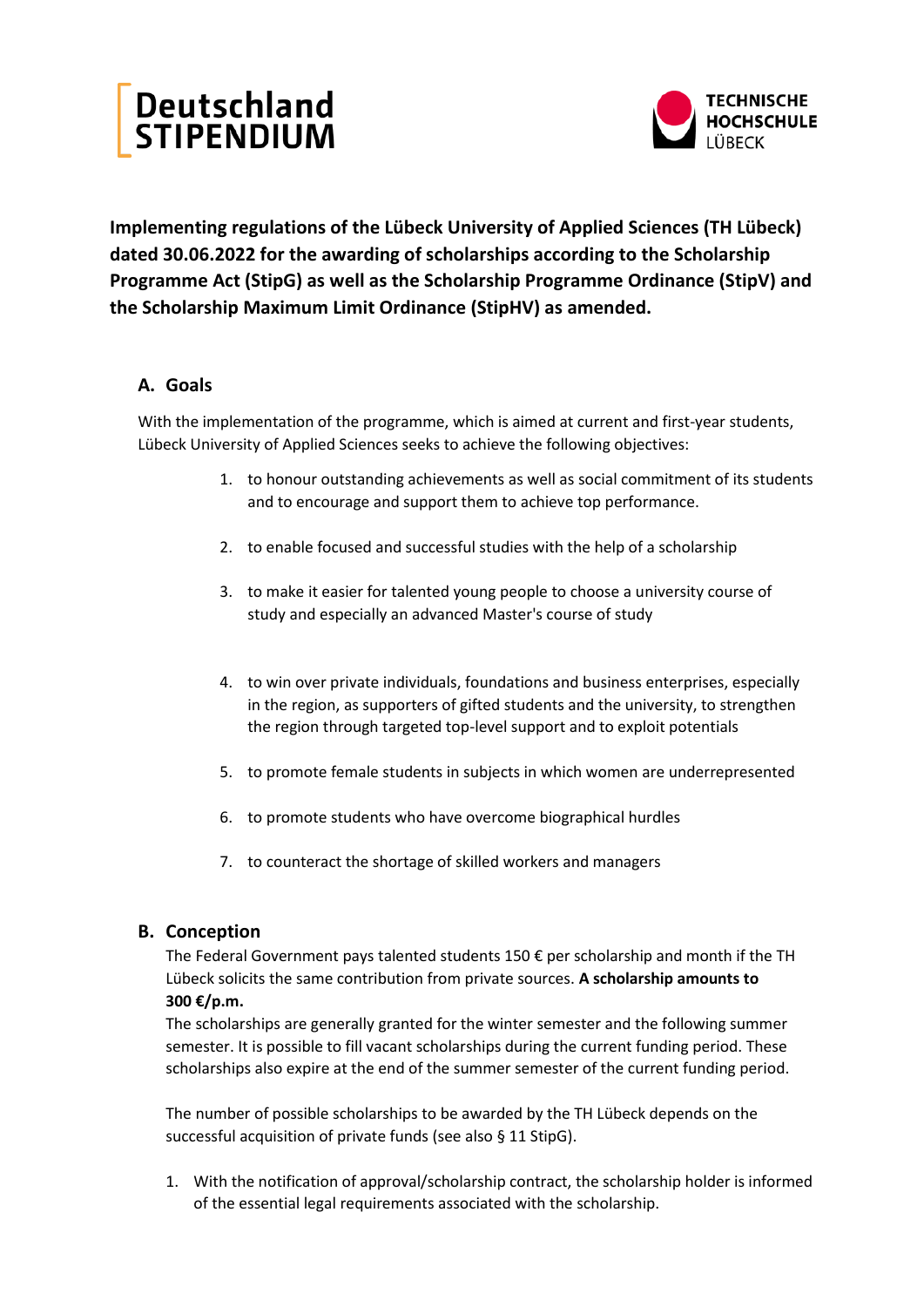**Implementing regulations of the Lübeck University of Applied Sciences (TH Lübeck) dated 30.06.2022 for the awarding of scholarships according to the Scholarship Programme Act (StipG) as well as the Scholarship Programme Ordinance (StipV) and the Scholarship Maximum Limit Ordinance (StipHV) as amended.**

## A. Goals

With the implementation of the programme, which is aimed at current and first-year students, Lübeck University of Applied Sciences seeks to achieve the following objectives:

1. to honour outstanding achievements as well as social commitment of its students and to encourage and support them to achieve top performance.
2. to enable focused and successful studies with the help of a scholarship
3. to make it easier for talented young people to choose a university course of study and especially an advanced Master's course of study
4. to win over private individuals, foundations and business enterprises, especially in the region, as supporters of gifted students and the university, to strengthen the region through targeted top-level support and to exploit potentials
5. to promote female students in subjects in which women are underrepresented
6. to promote students who have overcome biographical hurdles
7. to counteract the shortage of skilled workers and managers

## B. Conception

The Federal Government pays talented students 150 € per scholarship and month if the TH Lübeck solicits the same contribution from private sources. **A scholarship amounts to 300 €/p.m.**

The scholarships are generally granted for the winter semester and the following summer semester. It is possible to fill vacant scholarships during the current funding period. These scholarships also expire at the end of the summer semester of the current funding period.

The number of possible scholarships to be awarded by the TH Lübeck depends on the successful acquisition of private funds (see also § 11 StipG).

1. With the notification of approval/scholarship contract, the scholarship holder is informed of the essential legal requirements associated with the scholarship.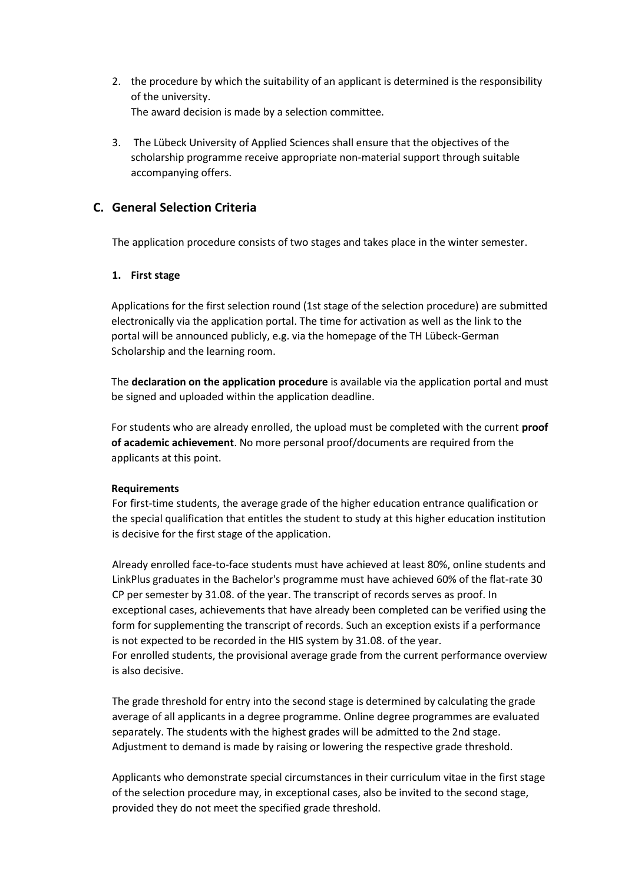2. the procedure by which the suitability of an applicant is determined is the responsibility of the university.
   The award decision is made by a selection committee.

3. The Lübeck University of Applied Sciences shall ensure that the objectives of the scholarship programme receive appropriate non-material support through suitable accompanying offers.

## C. General Selection Criteria

The application procedure consists of two stages and takes place in the winter semester.

### 1. First stage

Applications for the first selection round (1st stage of the selection procedure) are submitted electronically via the application portal. The time for activation as well as the link to the portal will be announced publicly, e.g. via the homepage of the TH Lübeck-German Scholarship and the learning room.

The **declaration on the application procedure** is available via the application portal and must be signed and uploaded within the application deadline.

For students who are already enrolled, the upload must be completed with the current **proof of academic achievement**. No more personal proof/documents are required from the applicants at this point.

**Requirements**

For first-time students, the average grade of the higher education entrance qualification or the special qualification that entitles the student to study at this higher education institution is decisive for the first stage of the application.

Already enrolled face-to-face students must have achieved at least 80%, online students and LinkPlus graduates in the Bachelor's programme must have achieved 60% of the flat-rate 30 CP per semester by 31.08. of the year. The transcript of records serves as proof. In exceptional cases, achievements that have already been completed can be verified using the form for supplementing the transcript of records. Such an exception exists if a performance is not expected to be recorded in the HIS system by 31.08. of the year.
For enrolled students, the provisional average grade from the current performance overview is also decisive.

The grade threshold for entry into the second stage is determined by calculating the grade average of all applicants in a degree programme. Online degree programmes are evaluated separately. The students with the highest grades will be admitted to the 2nd stage. Adjustment to demand is made by raising or lowering the respective grade threshold.

Applicants who demonstrate special circumstances in their curriculum vitae in the first stage of the selection procedure may, in exceptional cases, also be invited to the second stage, provided they do not meet the specified grade threshold.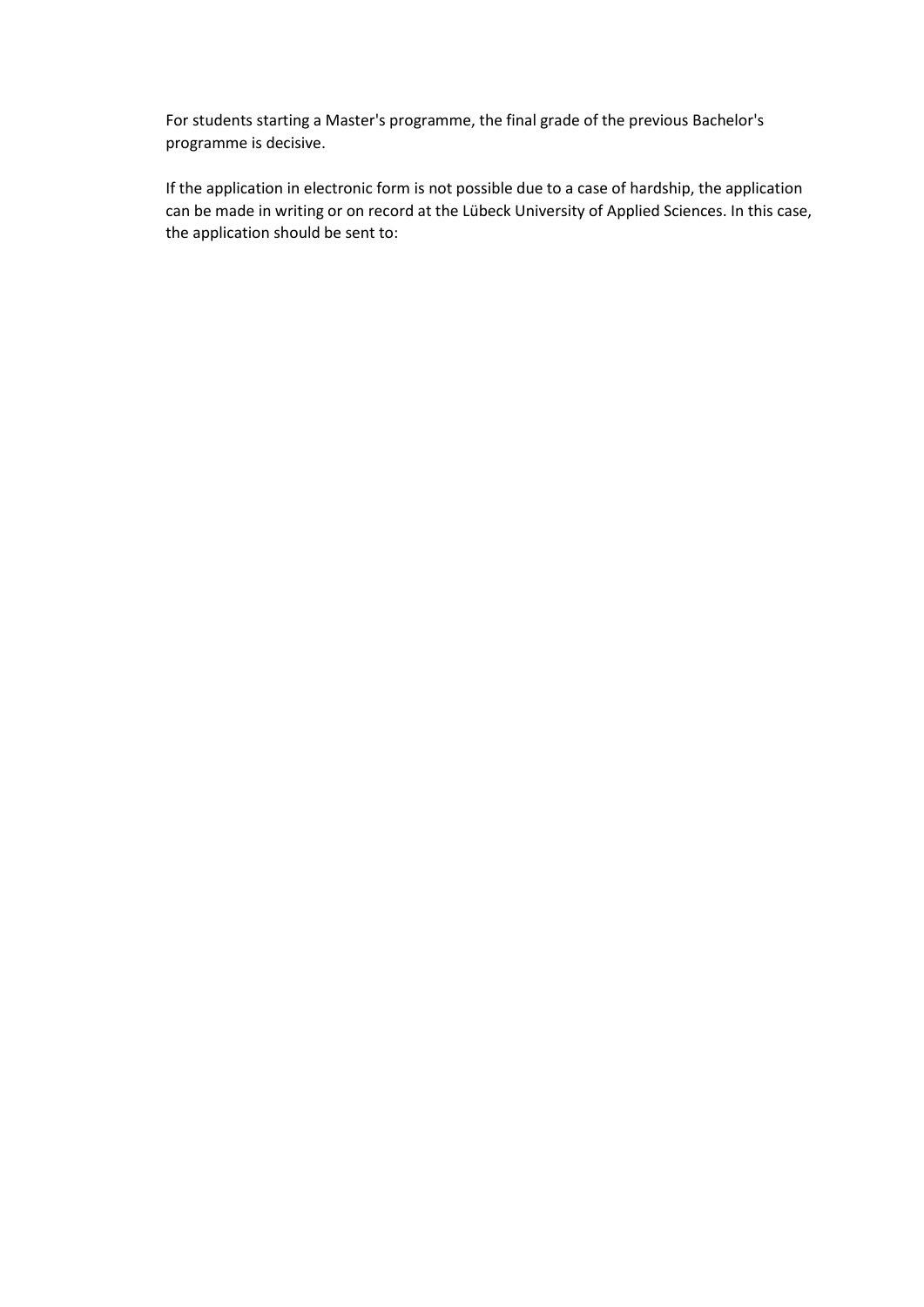For students starting a Master's programme, the final grade of the previous Bachelor's programme is decisive.

If the application in electronic form is not possible due to a case of hardship, the application can be made in writing or on record at the Lübeck University of Applied Sciences. In this case, the application should be sent to: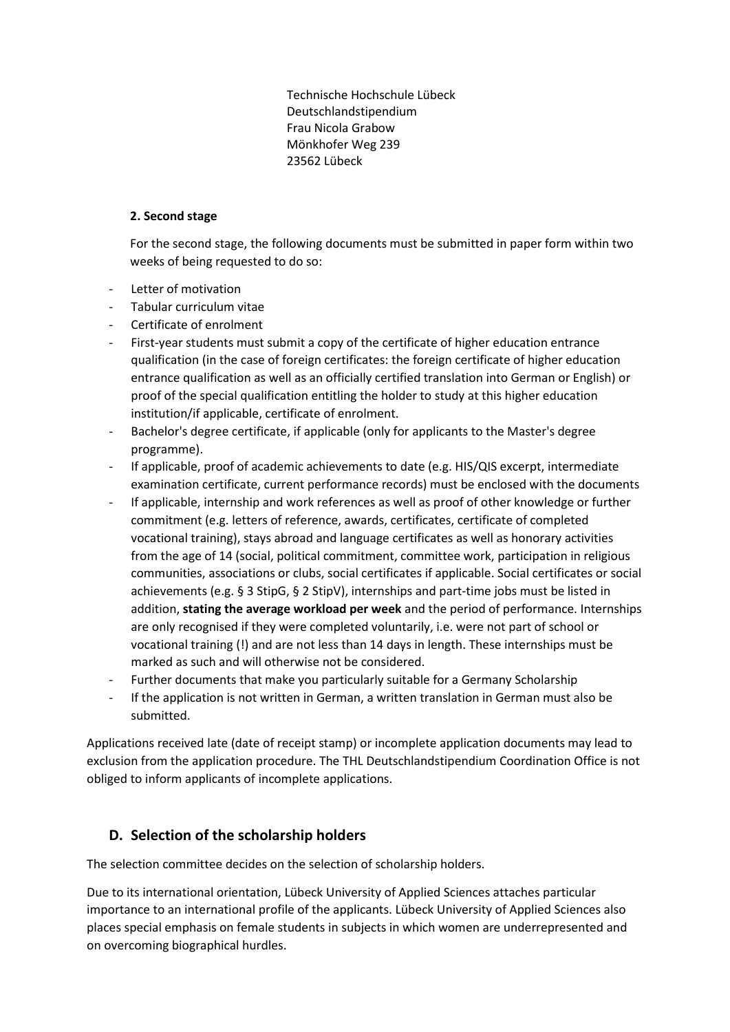Technische Hochschule Lübeck
Deutschlandstipendium
Frau Nicola Grabow
Mönkhofer Weg 239
23562 Lübeck

#### 2. Second stage

For the second stage, the following documents must be submitted in paper form within two weeks of being requested to do so:

- Letter of motivation
- Tabular curriculum vitae
- Certificate of enrolment
- First-year students must submit a copy of the certificate of higher education entrance qualification (in the case of foreign certificates: the foreign certificate of higher education entrance qualification as well as an officially certified translation into German or English) or proof of the special qualification entitling the holder to study at this higher education institution/if applicable, certificate of enrolment.
- Bachelor's degree certificate, if applicable (only for applicants to the Master's degree programme).
- If applicable, proof of academic achievements to date (e.g. HIS/QIS excerpt, intermediate examination certificate, current performance records) must be enclosed with the documents
- If applicable, internship and work references as well as proof of other knowledge or further commitment (e.g. letters of reference, awards, certificates, certificate of completed vocational training), stays abroad and language certificates as well as honorary activities from the age of 14 (social, political commitment, committee work, participation in religious communities, associations or clubs, social certificates if applicable. Social certificates or social achievements (e.g. § 3 StipG, § 2 StipV), internships and part-time jobs must be listed in addition, **stating the average workload per week** and the period of performance. Internships are only recognised if they were completed voluntarily, i.e. were not part of school or vocational training (!) and are not less than 14 days in length. These internships must be marked as such and will otherwise not be considered.
- Further documents that make you particularly suitable for a Germany Scholarship
- If the application is not written in German, a written translation in German must also be submitted.

Applications received late (date of receipt stamp) or incomplete application documents may lead to exclusion from the application procedure. The THL Deutschlandstipendium Coordination Office is not obliged to inform applicants of incomplete applications.

## D. Selection of the scholarship holders

The selection committee decides on the selection of scholarship holders.

Due to its international orientation, Lübeck University of Applied Sciences attaches particular importance to an international profile of the applicants. Lübeck University of Applied Sciences also places special emphasis on female students in subjects in which women are underrepresented and on overcoming biographical hurdles.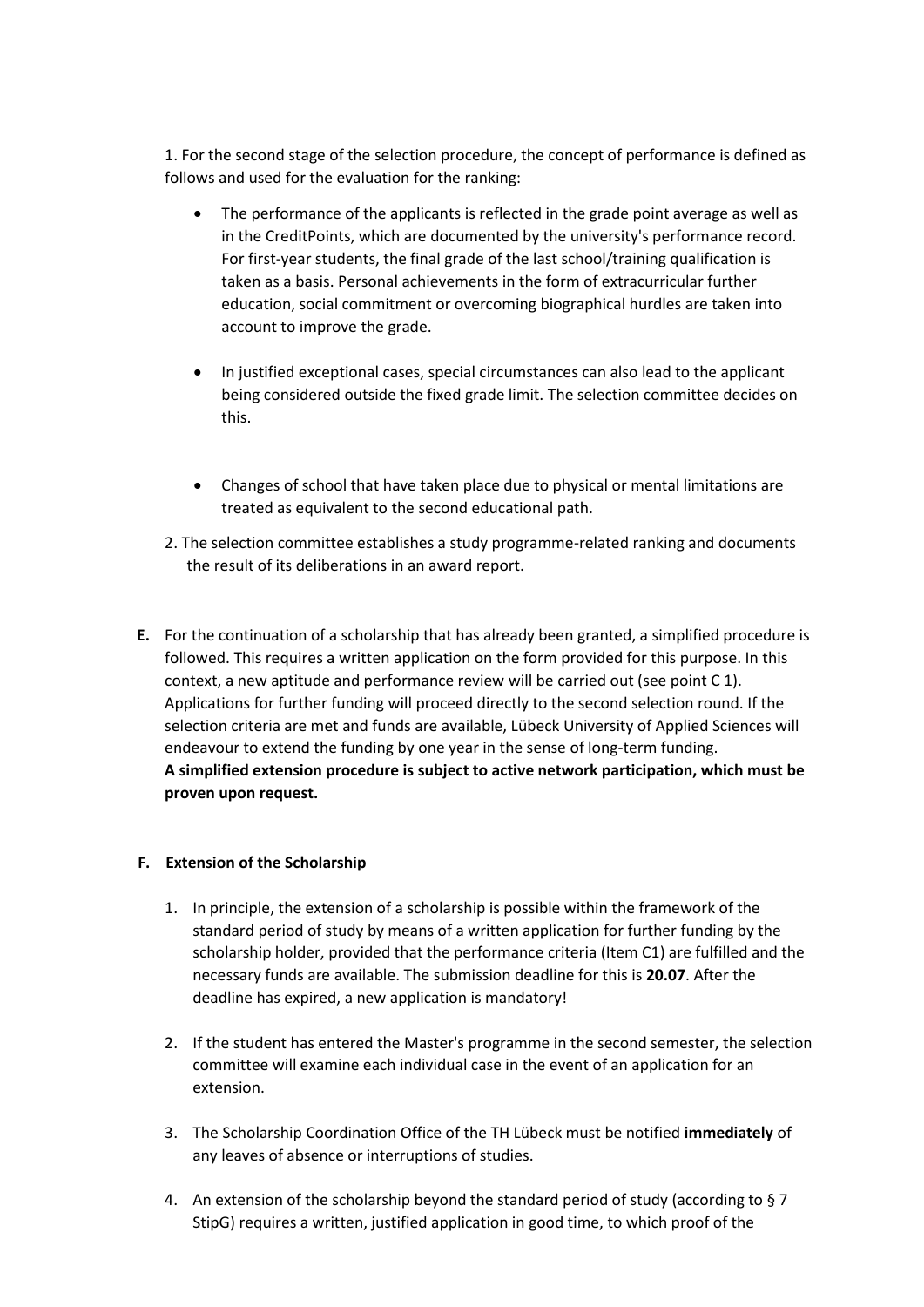1. For the second stage of the selection procedure, the concept of performance is defined as follows and used for the evaluation for the ranking:

   - The performance of the applicants is reflected in the grade point average as well as in the CreditPoints, which are documented by the university's performance record. For first-year students, the final grade of the last school/training qualification is taken as a basis. Personal achievements in the form of extracurricular further education, social commitment or overcoming biographical hurdles are taken into account to improve the grade.

   - In justified exceptional cases, special circumstances can also lead to the applicant being considered outside the fixed grade limit. The selection committee decides on this.

   - Changes of school that have taken place due to physical or mental limitations are treated as equivalent to the second educational path.

2. The selection committee establishes a study programme-related ranking and documents the result of its deliberations in an award report.

**E.** For the continuation of a scholarship that has already been granted, a simplified procedure is followed. This requires a written application on the form provided for this purpose. In this context, a new aptitude and performance review will be carried out (see point C 1). Applications for further funding will proceed directly to the second selection round. If the selection criteria are met and funds are available, Lübeck University of Applied Sciences will endeavour to extend the funding by one year in the sense of long-term funding. **A simplified extension procedure is subject to active network participation, which must be proven upon request.**

**F. Extension of the Scholarship**

1. In principle, the extension of a scholarship is possible within the framework of the standard period of study by means of a written application for further funding by the scholarship holder, provided that the performance criteria (Item C1) are fulfilled and the necessary funds are available. The submission deadline for this is **20.07**. After the deadline has expired, a new application is mandatory!

2. If the student has entered the Master's programme in the second semester, the selection committee will examine each individual case in the event of an application for an extension.

3. The Scholarship Coordination Office of the TH Lübeck must be notified **immediately** of any leaves of absence or interruptions of studies.

4. An extension of the scholarship beyond the standard period of study (according to § 7 StipG) requires a written, justified application in good time, to which proof of the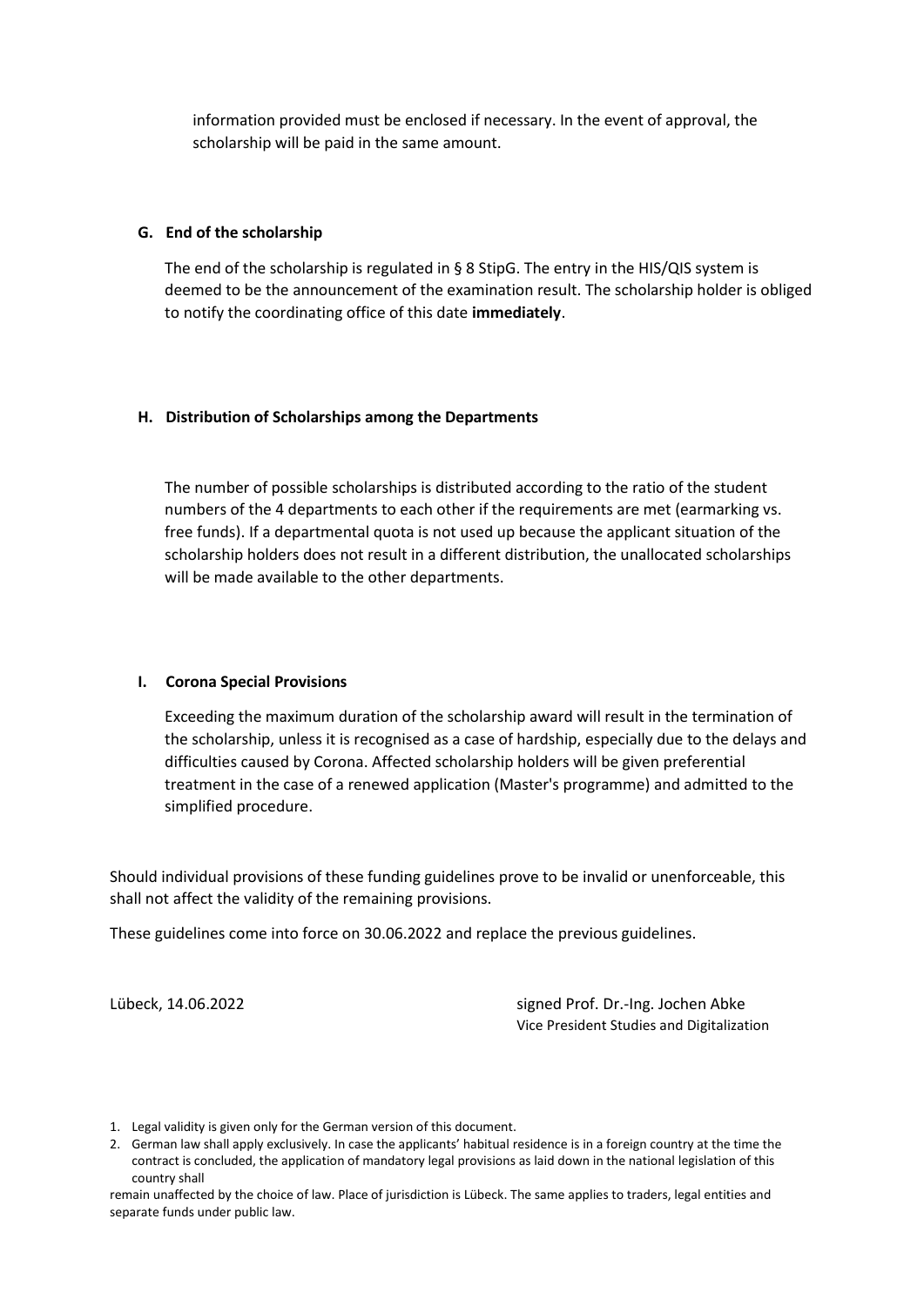information provided must be enclosed if necessary. In the event of approval, the scholarship will be paid in the same amount.

## G. End of the scholarship

The end of the scholarship is regulated in § 8 StipG. The entry in the HIS/QIS system is deemed to be the announcement of the examination result. The scholarship holder is obliged to notify the coordinating office of this date **immediately**.

## H. Distribution of Scholarships among the Departments

The number of possible scholarships is distributed according to the ratio of the student numbers of the 4 departments to each other if the requirements are met (earmarking vs. free funds). If a departmental quota is not used up because the applicant situation of the scholarship holders does not result in a different distribution, the unallocated scholarships will be made available to the other departments.

## I. Corona Special Provisions

Exceeding the maximum duration of the scholarship award will result in the termination of the scholarship, unless it is recognised as a case of hardship, especially due to the delays and difficulties caused by Corona. Affected scholarship holders will be given preferential treatment in the case of a renewed application (Master's programme) and admitted to the simplified procedure.

Should individual provisions of these funding guidelines prove to be invalid or unenforceable, this shall not affect the validity of the remaining provisions.

These guidelines come into force on 30.06.2022 and replace the previous guidelines.

Lübeck, 14.06.2022

signed Prof. Dr.-Ing. Jochen Abke
Vice President Studies and Digitalization

1. Legal validity is given only for the German version of this document.
2. German law shall apply exclusively. In case the applicants' habitual residence is in a foreign country at the time the contract is concluded, the application of mandatory legal provisions as laid down in the national legislation of this country shall remain unaffected by the choice of law. Place of jurisdiction is Lübeck. The same applies to traders, legal entities and separate funds under public law.